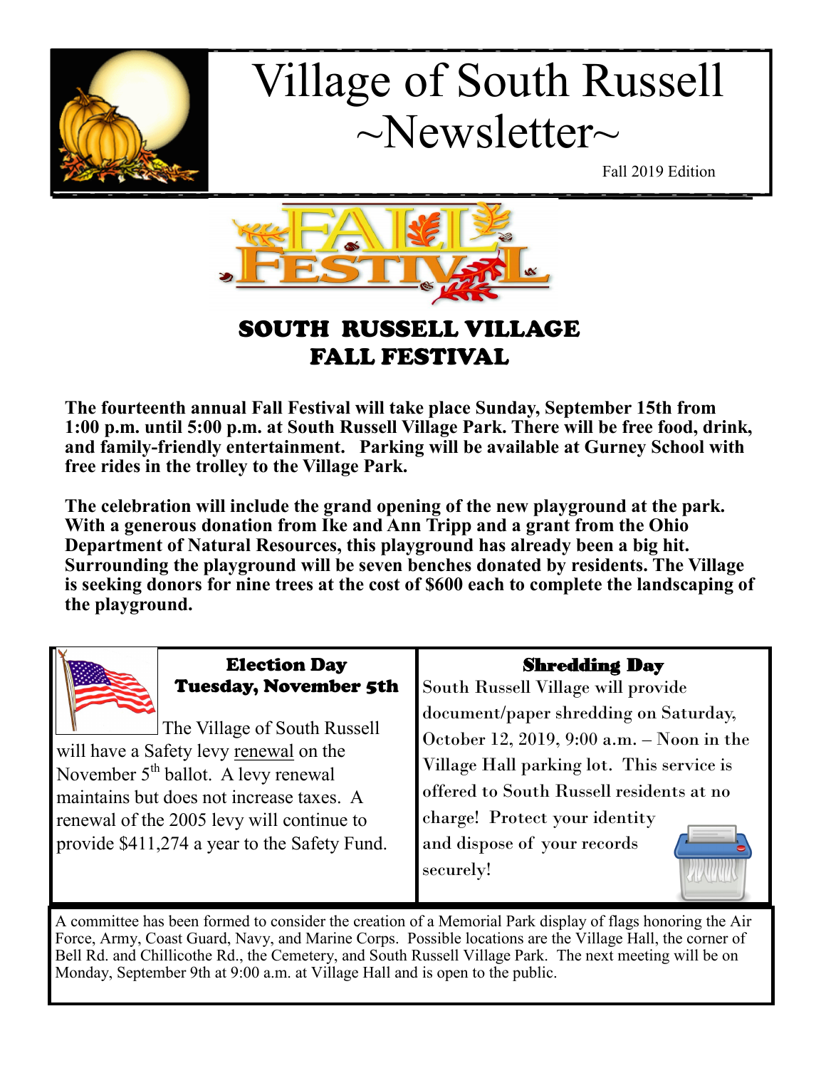# Village of South Russell ~Newsletter~

Fall 2019 Edition

FALL FESTIVAL

## SOUTH RUSSELL VILLAGE FALL FESTIVAL

**The fourteenth annual Fall Festival will take place Sunday, September 15th from 1:00 p.m. until 5:00 p.m. at South Russell Village Park. There will be free food, drink, and family-friendly entertainment. Parking will be available at Gurney School with free rides in the trolley to the Village Park.**

**The celebration will include the grand opening of the new playground at the park. With a generous donation from Ike and Ann Tripp and a grant from the Ohio Department of Natural Resources, this playground has already been a big hit. Surrounding the playground will be seven benches donated by residents. The Village is seeking donors for nine trees at the cost of $600 each to complete the landscaping of the playground.**

### Election Day Tuesday, November 5th

The Village of South Russell will have a Safety levy renewal on the November 5th ballot. A levy renewal maintains but does not increase taxes. A renewal of the 2005 levy will continue to provide $411,274 a year to the Safety Fund.

### Shredding Day

South Russell Village will provide document/paper shredding on Saturday, October 12, 2019, 9:00 a.m. – Noon in the Village Hall parking lot. This service is offered to South Russell residents at no charge! Protect your identity and dispose of your records securely!

A committee has been formed to consider the creation of a Memorial Park display of flags honoring the Air Force, Army, Coast Guard, Navy, and Marine Corps. Possible locations are the Village Hall, the corner of Bell Rd. and Chillicothe Rd., the Cemetery, and South Russell Village Park. The next meeting will be on Monday, September 9th at 9:00 a.m. at Village Hall and is open to the public.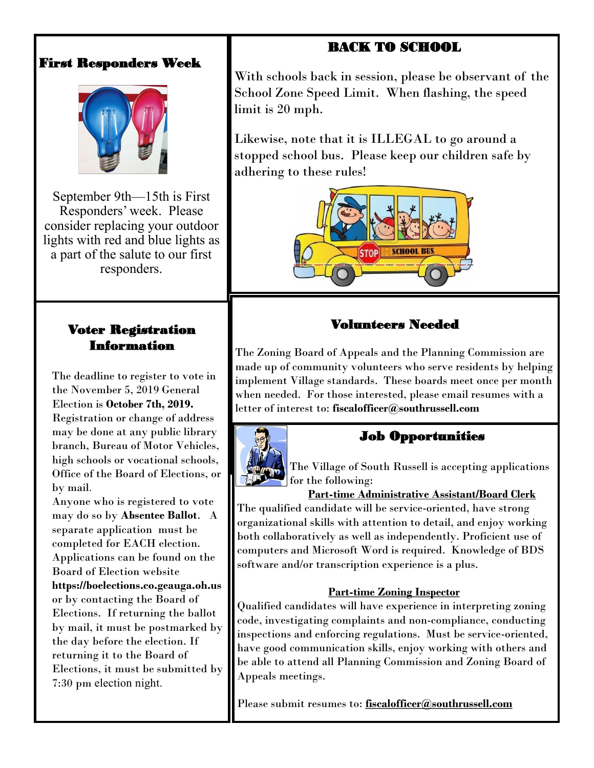## First Responders Week

September 9th—15th is First Responders' week. Please consider replacing your outdoor lights with red and blue lights as a part of the salute to our first responders.

## BACK TO SCHOOL

With schools back in session, please be observant of the School Zone Speed Limit. When flashing, the speed limit is 20 mph.

Likewise, note that it is ILLEGAL to go around a stopped school bus. Please keep our children safe by adhering to these rules!

## Voter Registration Information

The deadline to register to vote in the November 5, 2019 General Election is **October 7th, 2019.** Registration or change of address may be done at any public library branch, Bureau of Motor Vehicles, high schools or vocational schools, Office of the Board of Elections, or by mail.

Anyone who is registered to vote may do so by **Absentee Ballot**. A separate application must be completed for EACH election. Applications can be found on the Board of Election website **https://boelections.co.geauga.oh.us** or by contacting the Board of Elections. If returning the ballot by mail, it must be postmarked by the day before the election. If returning it to the Board of Elections, it must be submitted by 7:30 pm election night.

## Volunteers Needed

The Zoning Board of Appeals and the Planning Commission are made up of community volunteers who serve residents by helping implement Village standards. These boards meet once per month when needed. For those interested, please email resumes with a letter of interest to: **fiscalofficer@southrussell.com**

## Job Opportunities

The Village of South Russell is accepting applications for the following:

**Part-time Administrative Assistant/Board Clerk**

The qualified candidate will be service-oriented, have strong organizational skills with attention to detail, and enjoy working both collaboratively as well as independently. Proficient use of computers and Microsoft Word is required. Knowledge of BDS software and/or transcription experience is a plus.

**Part-time Zoning Inspector**

Qualified candidates will have experience in interpreting zoning code, investigating complaints and non-compliance, conducting inspections and enforcing regulations. Must be service-oriented, have good communication skills, enjoy working with others and be able to attend all Planning Commission and Zoning Board of Appeals meetings.

Please submit resumes to: **fiscalofficer@southrussell.com**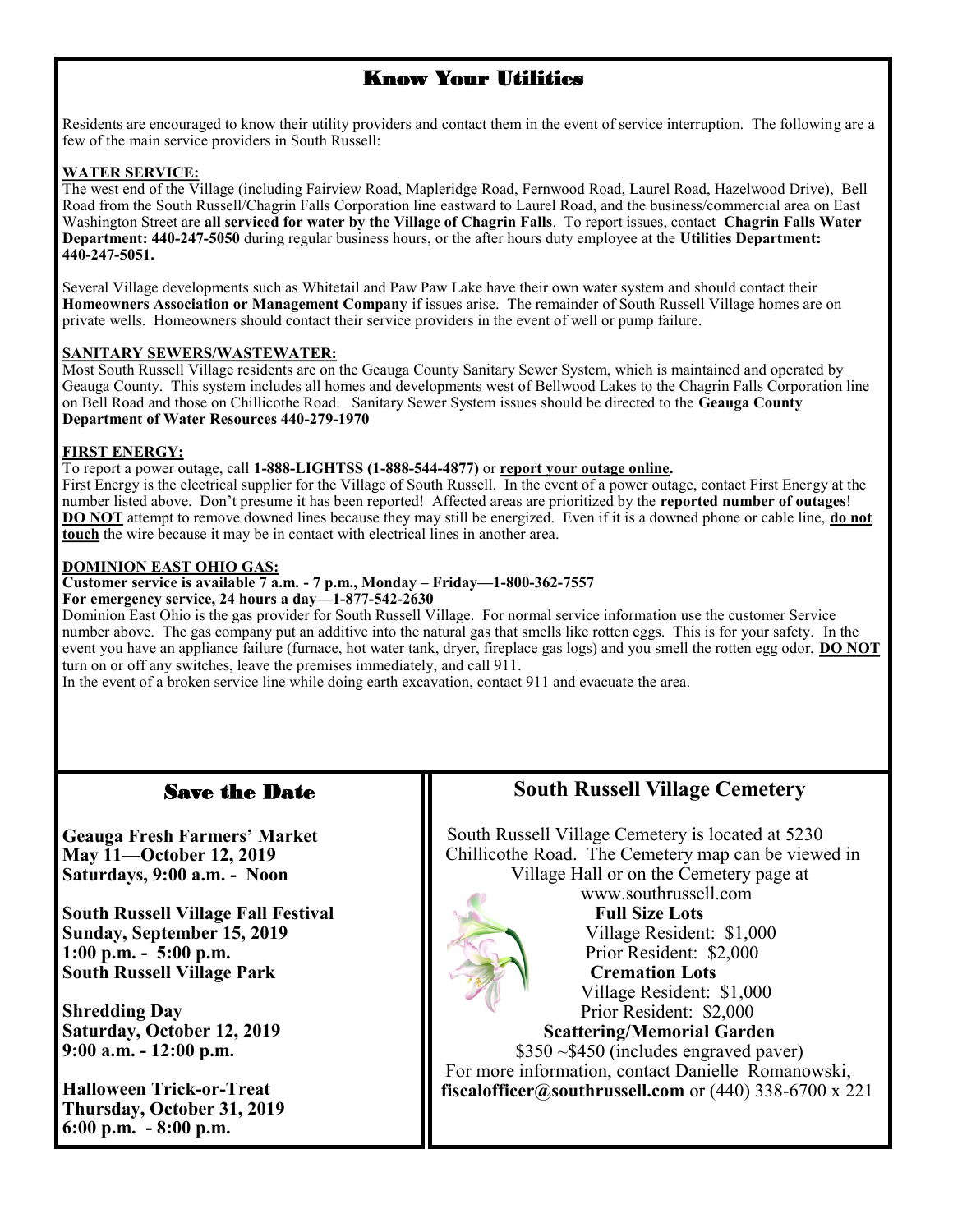# Know Your Utilities

Residents are encouraged to know their utility providers and contact them in the event of service interruption. The following are a few of the main service providers in South Russell:

**WATER SERVICE:**

The west end of the Village (including Fairview Road, Mapleridge Road, Fernwood Road, Laurel Road, Hazelwood Drive), Bell Road from the South Russell/Chagrin Falls Corporation line eastward to Laurel Road, and the business/commercial area on East Washington Street are **all serviced for water by the Village of Chagrin Falls**. To report issues, contact **Chagrin Falls Water Department: 440-247-5050** during regular business hours, or the after hours duty employee at the **Utilities Department: 440-247-5051.**

Several Village developments such as Whitetail and Paw Paw Lake have their own water system and should contact their **Homeowners Association or Management Company** if issues arise. The remainder of South Russell Village homes are on private wells. Homeowners should contact their service providers in the event of well or pump failure.

**SANITARY SEWERS/WASTEWATER:**

Most South Russell Village residents are on the Geauga County Sanitary Sewer System, which is maintained and operated by Geauga County. This system includes all homes and developments west of Bellwood Lakes to the Chagrin Falls Corporation line on Bell Road and those on Chillicothe Road. Sanitary Sewer System issues should be directed to the **Geauga County Department of Water Resources 440-279-1970**

**FIRST ENERGY:**

To report a power outage, call **1-888-LIGHTSS (1-888-544-4877)** or **report your outage online.**

First Energy is the electrical supplier for the Village of South Russell. In the event of a power outage, contact First Energy at the number listed above. Don't presume it has been reported! Affected areas are prioritized by the **reported number of outages**! **DO NOT** attempt to remove downed lines because they may still be energized. Even if it is a downed phone or cable line, **do not touch** the wire because it may be in contact with electrical lines in another area.

**DOMINION EAST OHIO GAS:**

**Customer service is available 7 a.m. - 7 p.m., Monday – Friday—1-800-362-7557**
**For emergency service, 24 hours a day—1-877-542-2630**

Dominion East Ohio is the gas provider for South Russell Village. For normal service information use the customer Service number above. The gas company put an additive into the natural gas that smells like rotten eggs. This is for your safety. In the event you have an appliance failure (furnace, hot water tank, dryer, fireplace gas logs) and you smell the rotten egg odor, **DO NOT** turn on or off any switches, leave the premises immediately, and call 911.

In the event of a broken service line while doing earth excavation, contact 911 and evacuate the area.

## Save the Date

**Geauga Fresh Farmers' Market**
**May 11—October 12, 2019**
**Saturdays, 9:00 a.m. - Noon**

**South Russell Village Fall Festival**
**Sunday, September 15, 2019**
**1:00 p.m. - 5:00 p.m.**
**South Russell Village Park**

**Shredding Day**
**Saturday, October 12, 2019**
**9:00 a.m. - 12:00 p.m.**

**Halloween Trick-or-Treat**
**Thursday, October 31, 2019**
**6:00 p.m. - 8:00 p.m.**

## South Russell Village Cemetery

South Russell Village Cemetery is located at 5230 Chillicothe Road. The Cemetery map can be viewed in Village Hall or on the Cemetery page at www.southrussell.com

**Full Size Lots**
Village Resident: $1,000
Prior Resident: $2,000

**Cremation Lots**
Village Resident: $1,000
Prior Resident: $2,000

**Scattering/Memorial Garden**
$350 ~$450 (includes engraved paver)

For more information, contact Danielle Romanowski, **fiscalofficer@southrussell.com** or (440) 338-6700 x 221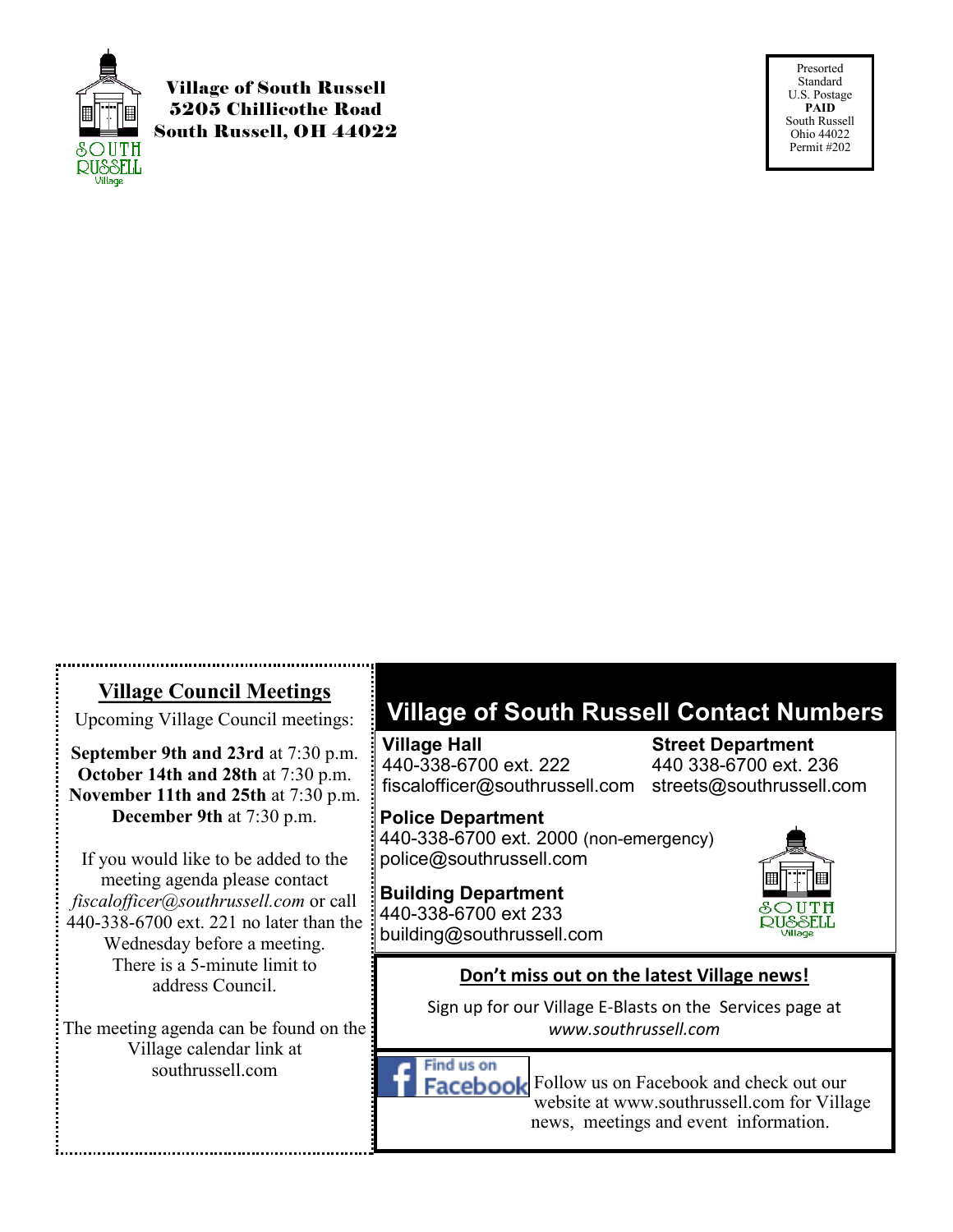**Village of South Russell**
**5205 Chillicothe Road**
**South Russell, OH 44022**

Presorted
Standard
U.S. Postage
**PAID**
South Russell
Ohio 44022
Permit #202

## Village Council Meetings

Upcoming Village Council meetings:

**September 9th and 23rd** at 7:30 p.m.
**October 14th and 28th** at 7:30 p.m.
**November 11th and 25th** at 7:30 p.m.
**December 9th** at 7:30 p.m.

If you would like to be added to the meeting agenda please contact *fiscalofficer@southrussell.com* or call 440-338-6700 ext. 221 no later than the Wednesday before a meeting. There is a 5-minute limit to address Council.

The meeting agenda can be found on the Village calendar link at southrussell.com

## Village of South Russell Contact Numbers

**Village Hall**
440-338-6700 ext. 222
fiscalofficer@southrussell.com

**Street Department**
440 338-6700 ext. 236
streets@southrussell.com

**Police Department**
440-338-6700 ext. 2000 (non-emergency)
police@southrussell.com

**Building Department**
440-338-6700 ext 233
building@southrussell.com

**Don't miss out on the latest Village news!**

Sign up for our Village E-Blasts on the Services page at *www.southrussell.com*

Find us on Facebook

Follow us on Facebook and check out our website at www.southrussell.com for Village news, meetings and event information.